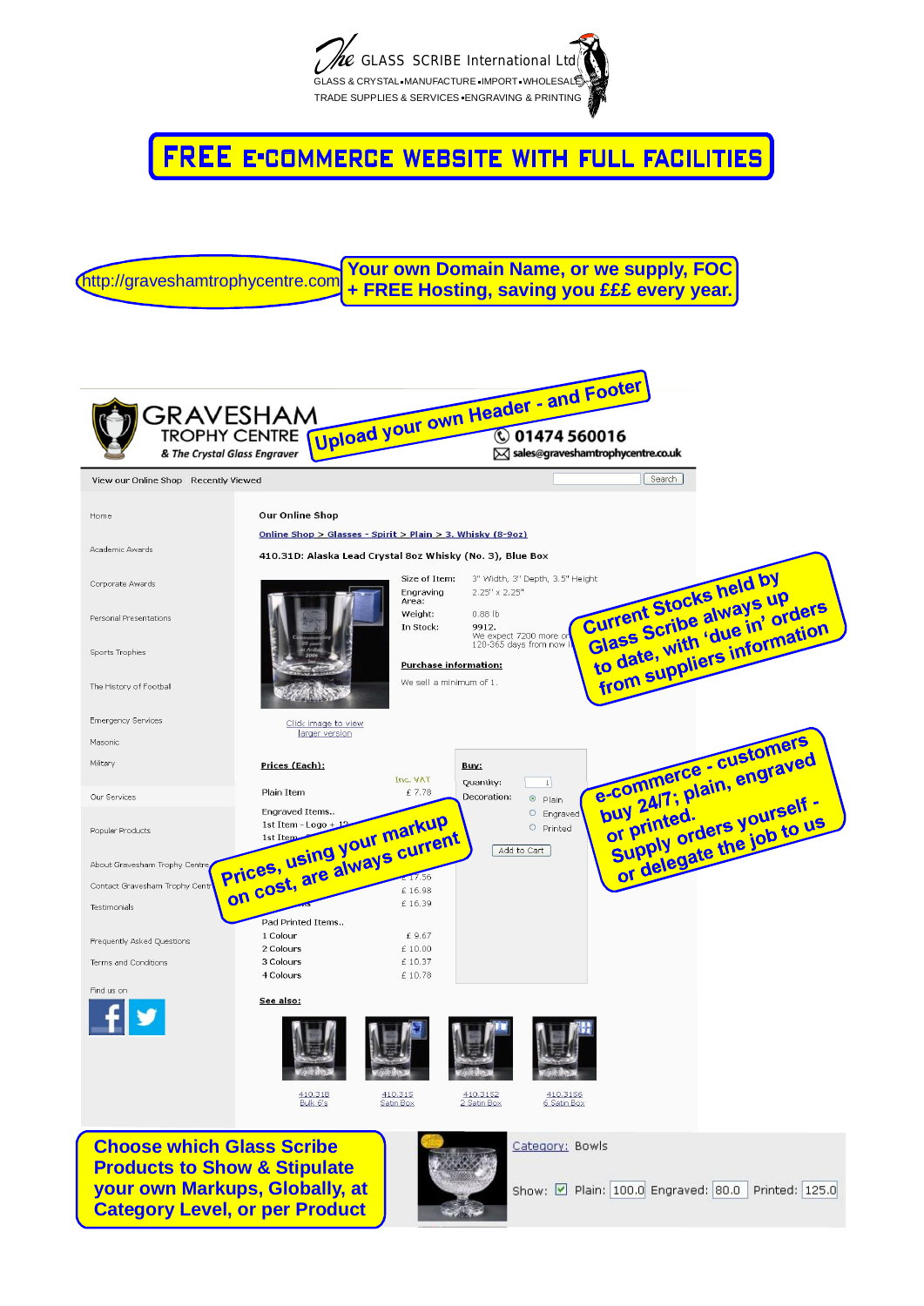The GLASS SCRIBE International Ltd

GLASS & CRYSTAL ▪ MANUFACTURE ▪ IMPORT ▪ WHOLESALE

TRADE SUPPLIES & SERVICES ▪ ENGRAVING & PRINTING

# FREE E-COMMERCE WEBSITE WITH FULL FACILITIES

http://graveshamtrophycentre.com

**Your own Domain Name, or we supply, FOC + FREE Hosting, saving you £££ every year.**

GRAVESHAM TROPHY CENTRE

*& The Crystal Glass Engraver*

**Upload your own Header - and Footer**

01474 560016

sales@graveshamtrophycentre.co.uk

View our Online Shop | Recently Viewed | Search

- Home
- Academic Awards
- Corporate Awards
- Personal Presentations
- Sports Trophies
- The History of Football
- Emergency Services
- Masonic
- Military
- Our Services
- Popular Products
- About Gravesham Trophy Centre
- Contact Gravesham Trophy Centre
- Testimonials
- Frequently Asked Questions
- Terms and Conditions
- Find us on

**Our Online Shop**

Online Shop > Glasses - Spirit > Plain > 3. Whisky (8-9oz)

**410.31D: Alaska Lead Crystal 8oz Whisky (No. 3), Blue Box**

| | |
|---|---|
| Size of Item: | 3" Width, 3" Depth, 3.5" Height |
| Engraving Area: | 2.25" x 2.25" |
| Weight: | 0.88 lb |
| In Stock: | 9912. We expect 7200 more on 120-365 days from now |

Click image to view larger version

**Purchase information:**

We sell a minimum of 1.

**Current Stocks held by Glass Scribe always up to date, with 'due in' orders from suppliers information**

**Prices (Each):**

| | Inc. VAT |
|---|---|
| Plain Item | £ 7.78 |
| Engraved Items.. | |
| 1st Item - Logo + 12... | |
| 1st Item... | |
| | £ 17.56 |
| | £ 16.98 |
| | £ 16.39 |
| Pad Printed Items.. | |
| 1 Colour | £ 9.67 |
| 2 Colours | £ 10.00 |
| 3 Colours | £ 10.37 |
| 4 Colours | £ 10.78 |

**Prices, using your markup on cost, are always current**

**Buy:**

Quantity: 1

Decoration: Plain / Engraved / Printed

Add to Cart

**e-commerce - customers buy 24/7; plain, engraved or printed. Supply orders yourself - or delegate the job to us**

**See also:**

- 410.31B Bulk 6's
- 410.31S Satin Box
- 410.31S2 2 Satin Box
- 410.31S6 6 Satin Box

**Choose which Glass Scribe Products to Show & Stipulate your own Markups, Globally, at Category Level, or per Product**

Category: Bowls

Show: ☑ Plain: 100.0 Engraved: 80.0 Printed: 125.0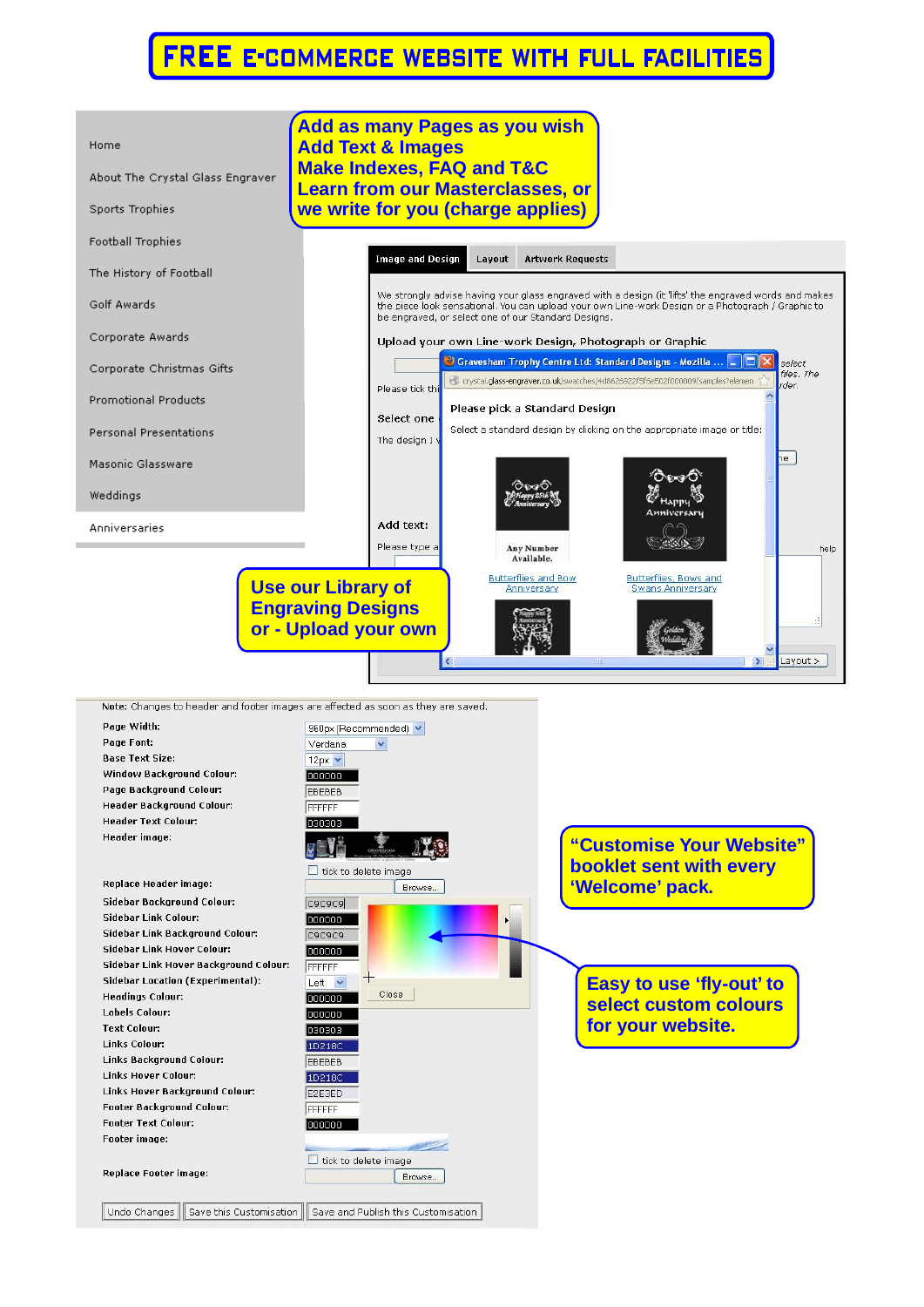# FREE E-COMMERCE WEBSITE WITH FULL FACILITIES

Home

About The Crystal Glass Engraver

Sports Trophies

Football Trophies

The History of Football

Golf Awards

Corporate Awards

Corporate Christmas Gifts

Promotional Products

Personal Presentations

Masonic Glassware

Weddings

Anniversaries

**Add as many Pages as you wish**
**Add Text & Images**
**Make Indexes, FAQ and T&C**
**Learn from our Masterclasses, or we write for you (charge applies)**

Image and Design | Layout | Artwork Requests

We strongly advise having your glass engraved with a design (it 'lifts' the engraved words and makes the piece look sensational. You can upload your own Line-work Design or a Photograph / Graphic to be engraved, or select one of our Standard Designs.

Upload your own Line-work Design, Photograph or Graphic

Gravesham Trophy Centre Ltd: Standard Designs - Mozilla ...

Please pick a Standard Design

Select a standard design by clicking on the appropriate image or title:

Butterflies and Bow Anniversary

Butterflies, Bows and Swans Anniversary

Add text:

Layout >

**Use our Library of Engraving Designs or - Upload your own**

Note: Changes to header and footer images are affected as soon as they are saved.

| Setting | Value |
|---|---|
| Page Width: | 960px (Recommended) |
| Page Font: | Verdana |
| Base Text Size: | 12px |
| Window Background Colour: | 000000 |
| Page Background Colour: | EBEBEB |
| Header Background Colour: | FFFFFF |
| Header Text Colour: | 030303 |
| Header image: | |
| Replace Header image: | Browse.. |
| Sidebar Background Colour: | C9C9C9 |
| Sidebar Link Colour: | 000000 |
| Sidebar Link Background Colour: | C9C9C9 |
| Sidebar Link Hover Colour: | 000000 |
| Sidebar Link Hover Background Colour: | FFFFFF |
| Sidebar Location (Experimental): | Left |
| Headings Colour: | 000000 |
| Labels Colour: | 000000 |
| Text Colour: | 030303 |
| Links Colour: | 1D218C |
| Links Background Colour: | EBEBEB |
| Links Hover Colour: | 1D218C |
| Links Hover Background Colour: | E2E3ED |
| Footer Background Colour: | FFFFFF |
| Footer Text Colour: | 000000 |
| Footer image: | |
| Replace Footer image: | Browse.. |

tick to delete image

Close

Undo Changes | Save this Customisation | Save and Publish this Customisation

**"Customise Your Website" booklet sent with every 'Welcome' pack.**

**Easy to use 'fly-out' to select custom colours for your website.**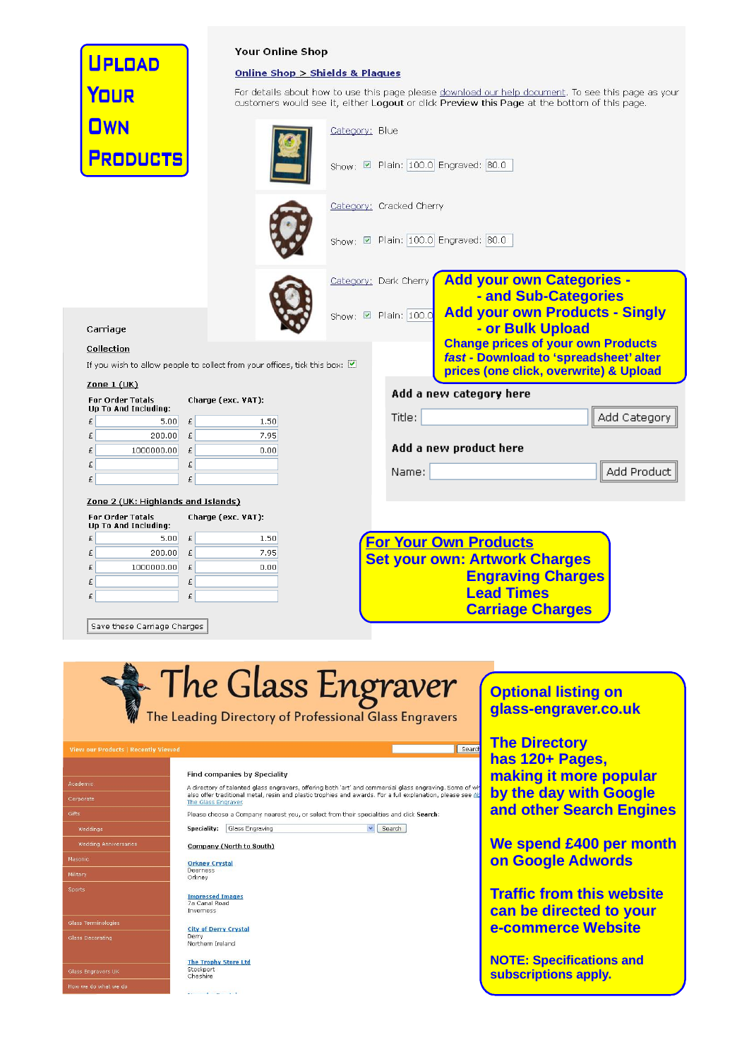# Upload Your Own Products

**Your Online Shop**

Online Shop > Shields & Plaques

For details about how to use this page please download our help document. To see this page as your customers would see it, either **Logout** or click **Preview this Page** at the bottom of this page.

Category: Blue

Show: ☑ Plain: 100.0 Engraved: 80.0

Category: Cracked Cherry

Show: ☑ Plain: 100.0 Engraved: 80.0

Category: Dark Cherry

Show: ☑ Plain: 100.0

**Add your own Categories - and Sub-Categories**
**Add your own Products - Singly - or Bulk Upload**
**Change prices of your own Products**
***fast* - Download to 'spreadsheet' alter prices (one click, overwrite) & Upload**

**Add a new category here**

Title: [Add Category]

**Add a new product here**

Name: [Add Product]

**Carriage**

Collection

If you wish to allow people to collect from your offices, tick this box: ☑

Zone 1 (UK)

| For Order Totals Up To And Including: | Charge (exc. VAT): |
|---|---|
| £ 5.00 | £ 1.50 |
| £ 200.00 | £ 7.95 |
| £ 1000000.00 | £ 0.00 |
| £ | £ |
| £ | £ |

Zone 2 (UK: Highlands and Islands)

| For Order Totals Up To And Including: | Charge (exc. VAT): |
|---|---|
| £ 5.00 | £ 1.50 |
| £ 200.00 | £ 7.95 |
| £ 1000000.00 | £ 0.00 |
| £ | £ |
| £ | £ |

[Save these Carriage Charges]

**For Your Own Products**
**Set your own: Artwork Charges**
**Engraving Charges**
**Lead Times**
**Carriage Charges**

# The Glass Engraver

The Leading Directory of Professional Glass Engravers

View our Products | Recently Viewed

Academic, Corporate, Gifts, Weddings, Wedding Anniversaries, Masonic, Military, Sports, Glass Terminologies, Glass Decorating, Glass Engravers UK, How we do what we do

Find companies by Speciality

A directory of talented glass engravers, offering both 'art' and commercial glass engraving. Some of w... also offer traditional metal, resin and plastic trophies and awards. For a full explanation, please see Al... The Glass Engraver

Please choose a Company nearest you, or select from their specialities and click **Search**:

Speciality: Glass Engraving [Search]

Company (North to South)

Orkney Crystal
Deerness
Orkney

Impressed Images
7a Canal Road
Inverness

City of Derry Crystal
Derry
Northern Ireland

The Trophy Store Ltd
Stockport
Cheshire

**Optional listing on glass-engraver.co.uk**

**The Directory has 120+ Pages, making it more popular by the day with Google and other Search Engines**

**We spend £400 per month on Google Adwords**

**Traffic from this website can be directed to your e-commerce Website**

**NOTE: Specifications and subscriptions apply.**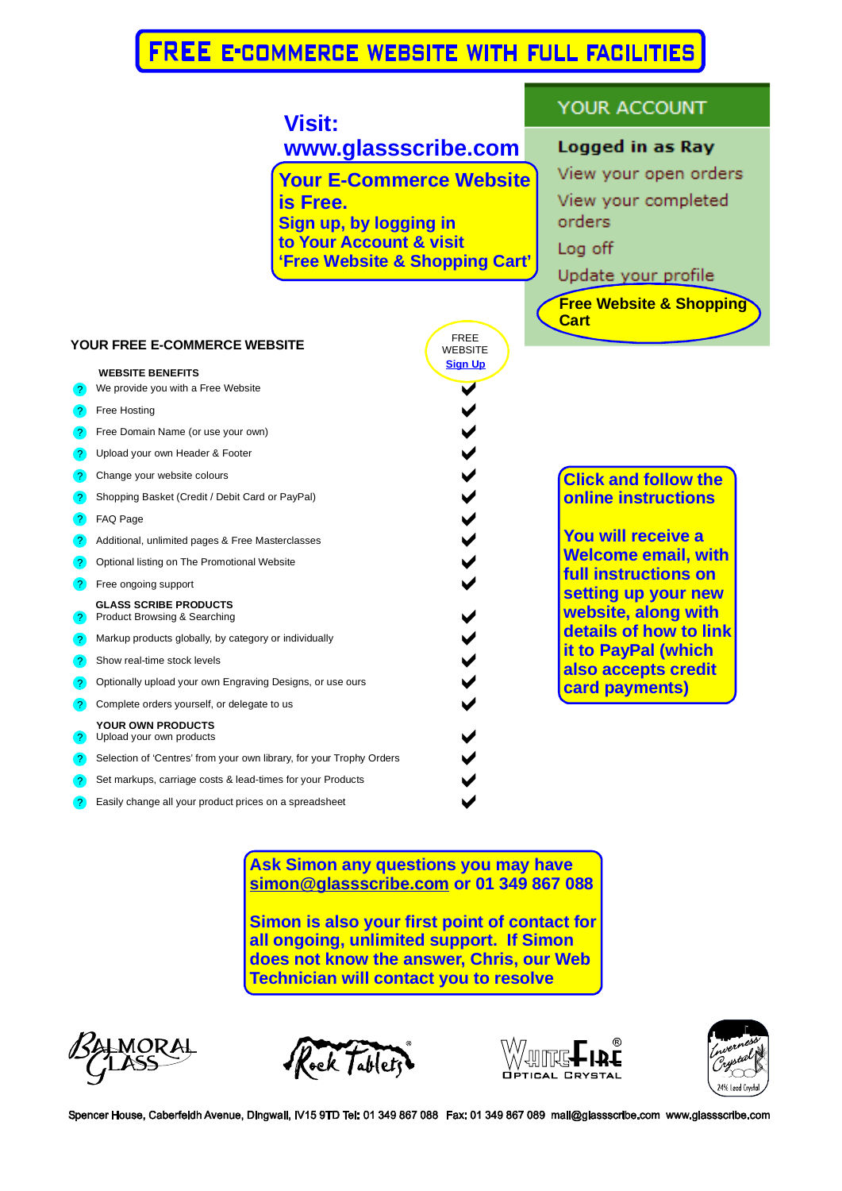# FREE E-COMMERCE WEBSITE WITH FULL FACILITIES

**Visit: www.glassscribe.com**

**Your E-Commerce Website is Free.**
**Sign up, by logging in to Your Account & visit 'Free Website & Shopping Cart'**

YOUR ACCOUNT

Logged in as Ray

View your open orders

View your completed orders

Log off

Update your profile

**Free Website & Shopping Cart**

## YOUR FREE E-COMMERCE WEBSITE

| | FREE WEBSITE Sign Up |
|---|---|
| **WEBSITE BENEFITS** | |
| We provide you with a Free Website | ✔ |
| Free Hosting | ✔ |
| Free Domain Name (or use your own) | ✔ |
| Upload your own Header & Footer | ✔ |
| Change your website colours | ✔ |
| Shopping Basket (Credit / Debit Card or PayPal) | ✔ |
| FAQ Page | ✔ |
| Additional, unlimited pages & Free Masterclasses | ✔ |
| Optional listing on The Promotional Website | ✔ |
| Free ongoing support | ✔ |
| **GLASS SCRIBE PRODUCTS** | |
| Product Browsing & Searching | ✔ |
| Markup products globally, by category or individually | ✔ |
| Show real-time stock levels | ✔ |
| Optionally upload your own Engraving Designs, or use ours | ✔ |
| Complete orders yourself, or delegate to us | ✔ |
| **YOUR OWN PRODUCTS** | |
| Upload your own products | ✔ |
| Selection of 'Centres' from your own library, for your Trophy Orders | ✔ |
| Set markups, carriage costs & lead-times for your Products | ✔ |
| Easily change all your product prices on a spreadsheet | ✔ |

**Click and follow the online instructions**

**You will receive a Welcome email, with full instructions on setting up your new website, along with details of how to link it to PayPal (which also accepts credit card payments)**

**Ask Simon any questions you may have simon@glassscribe.com or 01 349 867 088**

**Simon is also your first point of contact for all ongoing, unlimited support. If Simon does not know the answer, Chris, our Web Technician will contact you to resolve**

Balmoral Glass — Rock Tablets® — WhiteFire® Optical Crystal — Inverness Crystal 24% Lead Crystal

Spencer House, Caberfeidh Avenue, Dingwall, IV15 9TD Tel: 01 349 867 088 Fax: 01 349 867 089 mail@glassscribe.com www.glassscribe.com